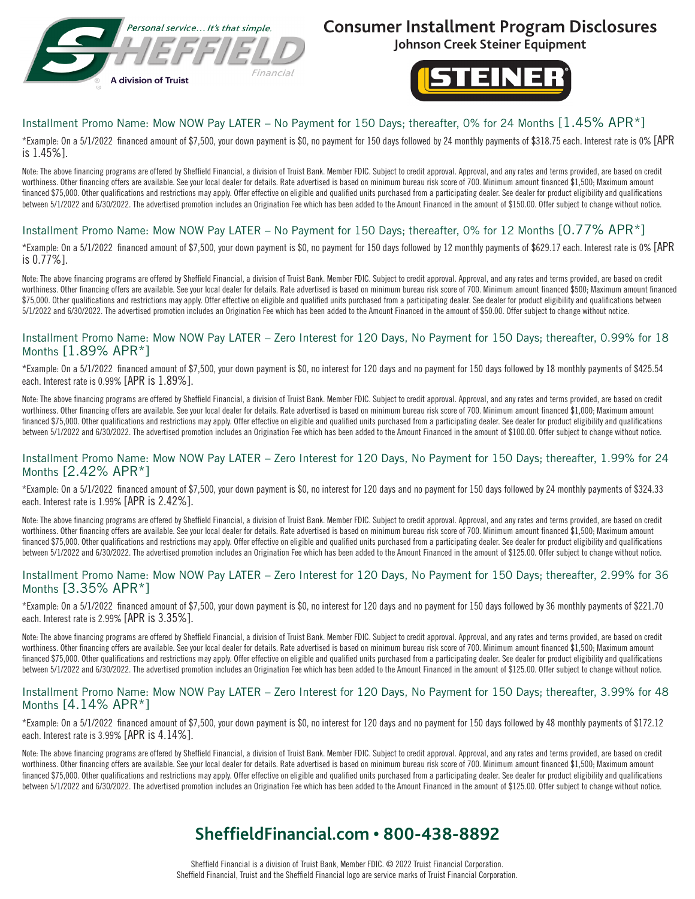Personal service… It's that simple.

SHEFFIELD Financial

A division of Truist

# Consumer Installment Program Disclosures

## Johnson Creek Steiner Equipment

STEINER

### Installment Promo Name: Mow NOW Pay LATER – No Payment for 150 Days; thereafter, 0% for 24 Months [1.45% APR*]

*Example: On a 5/1/2022 financed amount of $7,500, your down payment is $0, no payment for 150 days followed by 24 monthly payments of $318.75 each. Interest rate is 0% [APR is 1.45%].

Note: The above financing programs are offered by Sheffield Financial, a division of Truist Bank. Member FDIC. Subject to credit approval. Approval, and any rates and terms provided, are based on credit worthiness. Other financing offers are available. See your local dealer for details. Rate advertised is based on minimum bureau risk score of 700. Minimum amount financed $1,500; Maximum amount financed $75,000. Other qualifications and restrictions may apply. Offer effective on eligible and qualified units purchased from a participating dealer. See dealer for product eligibility and qualifications between 5/1/2022 and 6/30/2022. The advertised promotion includes an Origination Fee which has been added to the Amount Financed in the amount of $150.00. Offer subject to change without notice.

### Installment Promo Name: Mow NOW Pay LATER – No Payment for 150 Days; thereafter, 0% for 12 Months [0.77% APR*]

*Example: On a 5/1/2022 financed amount of $7,500, your down payment is $0, no payment for 150 days followed by 12 monthly payments of $629.17 each. Interest rate is 0% [APR is 0.77%].

Note: The above financing programs are offered by Sheffield Financial, a division of Truist Bank. Member FDIC. Subject to credit approval. Approval, and any rates and terms provided, are based on credit worthiness. Other financing offers are available. See your local dealer for details. Rate advertised is based on minimum bureau risk score of 700. Minimum amount financed $500; Maximum amount financed $75,000. Other qualifications and restrictions may apply. Offer effective on eligible and qualified units purchased from a participating dealer. See dealer for product eligibility and qualifications between 5/1/2022 and 6/30/2022. The advertised promotion includes an Origination Fee which has been added to the Amount Financed in the amount of $50.00. Offer subject to change without notice.

### Installment Promo Name: Mow NOW Pay LATER – Zero Interest for 120 Days, No Payment for 150 Days; thereafter, 0.99% for 18 Months [1.89% APR*]

*Example: On a 5/1/2022 financed amount of $7,500, your down payment is $0, no interest for 120 days and no payment for 150 days followed by 18 monthly payments of $425.54 each. Interest rate is 0.99% [APR is 1.89%].

Note: The above financing programs are offered by Sheffield Financial, a division of Truist Bank. Member FDIC. Subject to credit approval. Approval, and any rates and terms provided, are based on credit worthiness. Other financing offers are available. See your local dealer for details. Rate advertised is based on minimum bureau risk score of 700. Minimum amount financed $1,000; Maximum amount financed $75,000. Other qualifications and restrictions may apply. Offer effective on eligible and qualified units purchased from a participating dealer. See dealer for product eligibility and qualifications between 5/1/2022 and 6/30/2022. The advertised promotion includes an Origination Fee which has been added to the Amount Financed in the amount of $100.00. Offer subject to change without notice.

### Installment Promo Name: Mow NOW Pay LATER – Zero Interest for 120 Days, No Payment for 150 Days; thereafter, 1.99% for 24 Months [2.42% APR*]

*Example: On a 5/1/2022 financed amount of $7,500, your down payment is $0, no interest for 120 days and no payment for 150 days followed by 24 monthly payments of $324.33 each. Interest rate is 1.99% [APR is 2.42%].

Note: The above financing programs are offered by Sheffield Financial, a division of Truist Bank. Member FDIC. Subject to credit approval. Approval, and any rates and terms provided, are based on credit worthiness. Other financing offers are available. See your local dealer for details. Rate advertised is based on minimum bureau risk score of 700. Minimum amount financed $1,500; Maximum amount financed $75,000. Other qualifications and restrictions may apply. Offer effective on eligible and qualified units purchased from a participating dealer. See dealer for product eligibility and qualifications between 5/1/2022 and 6/30/2022. The advertised promotion includes an Origination Fee which has been added to the Amount Financed in the amount of $125.00. Offer subject to change without notice.

### Installment Promo Name: Mow NOW Pay LATER – Zero Interest for 120 Days, No Payment for 150 Days; thereafter, 2.99% for 36 Months [3.35% APR*]

*Example: On a 5/1/2022 financed amount of $7,500, your down payment is $0, no interest for 120 days and no payment for 150 days followed by 36 monthly payments of $221.70 each. Interest rate is 2.99% [APR is 3.35%].

Note: The above financing programs are offered by Sheffield Financial, a division of Truist Bank. Member FDIC. Subject to credit approval. Approval, and any rates and terms provided, are based on credit worthiness. Other financing offers are available. See your local dealer for details. Rate advertised is based on minimum bureau risk score of 700. Minimum amount financed $1,500; Maximum amount financed $75,000. Other qualifications and restrictions may apply. Offer effective on eligible and qualified units purchased from a participating dealer. See dealer for product eligibility and qualifications between 5/1/2022 and 6/30/2022. The advertised promotion includes an Origination Fee which has been added to the Amount Financed in the amount of $125.00. Offer subject to change without notice.

### Installment Promo Name: Mow NOW Pay LATER – Zero Interest for 120 Days, No Payment for 150 Days; thereafter, 3.99% for 48 Months [4.14% APR*]

*Example: On a 5/1/2022 financed amount of $7,500, your down payment is $0, no interest for 120 days and no payment for 150 days followed by 48 monthly payments of $172.12 each. Interest rate is 3.99% [APR is 4.14%].

Note: The above financing programs are offered by Sheffield Financial, a division of Truist Bank. Member FDIC. Subject to credit approval. Approval, and any rates and terms provided, are based on credit worthiness. Other financing offers are available. See your local dealer for details. Rate advertised is based on minimum bureau risk score of 700. Minimum amount financed $1,500; Maximum amount financed $75,000. Other qualifications and restrictions may apply. Offer effective on eligible and qualified units purchased from a participating dealer. See dealer for product eligibility and qualifications between 5/1/2022 and 6/30/2022. The advertised promotion includes an Origination Fee which has been added to the Amount Financed in the amount of $125.00. Offer subject to change without notice.

## SheffieldFinancial.com • 800-438-8892

Sheffield Financial is a division of Truist Bank, Member FDIC. © 2022 Truist Financial Corporation.
Sheffield Financial, Truist and the Sheffield Financial logo are service marks of Truist Financial Corporation.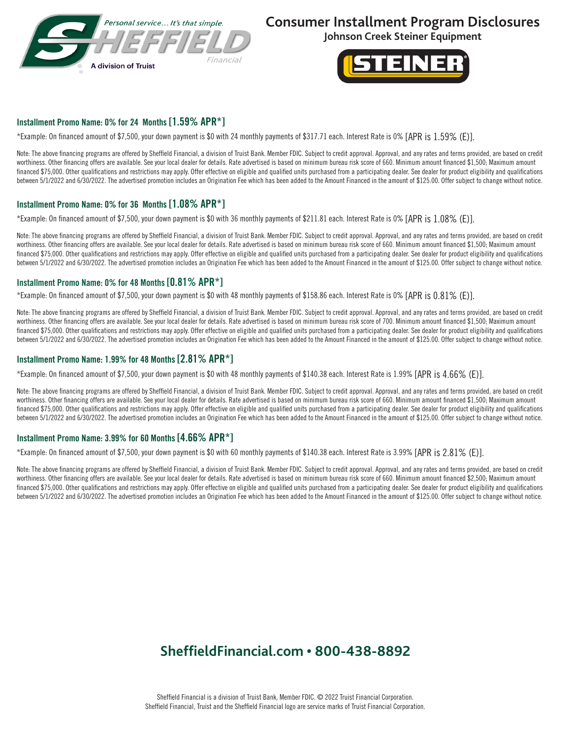# Consumer Installment Program Disclosures

## Johnson Creek Steiner Equipment

### Installment Promo Name: 0% for 24 Months [1.59% APR*]

*Example: On financed amount of $7,500, your down payment is $0 with 24 monthly payments of $317.71 each. Interest Rate is 0% [APR is 1.59% (E)].

Note: The above financing programs are offered by Sheffield Financial, a division of Truist Bank. Member FDIC. Subject to credit approval. Approval, and any rates and terms provided, are based on credit worthiness. Other financing offers are available. See your local dealer for details. Rate advertised is based on minimum bureau risk score of 660. Minimum amount financed $1,500; Maximum amount financed $75,000. Other qualifications and restrictions may apply. Offer effective on eligible and qualified units purchased from a participating dealer. See dealer for product eligibility and qualifications between 5/1/2022 and 6/30/2022. The advertised promotion includes an Origination Fee which has been added to the Amount Financed in the amount of $125.00. Offer subject to change without notice.

### Installment Promo Name: 0% for 36 Months [1.08% APR*]

*Example: On financed amount of $7,500, your down payment is $0 with 36 monthly payments of $211.81 each. Interest Rate is 0% [APR is 1.08% (E)].

Note: The above financing programs are offered by Sheffield Financial, a division of Truist Bank. Member FDIC. Subject to credit approval. Approval, and any rates and terms provided, are based on credit worthiness. Other financing offers are available. See your local dealer for details. Rate advertised is based on minimum bureau risk score of 660. Minimum amount financed $1,500; Maximum amount financed $75,000. Other qualifications and restrictions may apply. Offer effective on eligible and qualified units purchased from a participating dealer. See dealer for product eligibility and qualifications between 5/1/2022 and 6/30/2022. The advertised promotion includes an Origination Fee which has been added to the Amount Financed in the amount of $125.00. Offer subject to change without notice.

### Installment Promo Name: 0% for 48 Months [0.81% APR*]

*Example: On financed amount of $7,500, your down payment is $0 with 48 monthly payments of $158.86 each. Interest Rate is 0% [APR is 0.81% (E)].

Note: The above financing programs are offered by Sheffield Financial, a division of Truist Bank. Member FDIC. Subject to credit approval. Approval, and any rates and terms provided, are based on credit worthiness. Other financing offers are available. See your local dealer for details. Rate advertised is based on minimum bureau risk score of 700. Minimum amount financed $1,500; Maximum amount financed $75,000. Other qualifications and restrictions may apply. Offer effective on eligible and qualified units purchased from a participating dealer. See dealer for product eligibility and qualifications between 5/1/2022 and 6/30/2022. The advertised promotion includes an Origination Fee which has been added to the Amount Financed in the amount of $125.00. Offer subject to change without notice.

### Installment Promo Name: 1.99% for 48 Months [2.81% APR*]

*Example: On financed amount of $7,500, your down payment is $0 with 48 monthly payments of $140.38 each. Interest Rate is 1.99% [APR is 4.66% (E)].

Note: The above financing programs are offered by Sheffield Financial, a division of Truist Bank. Member FDIC. Subject to credit approval. Approval, and any rates and terms provided, are based on credit worthiness. Other financing offers are available. See your local dealer for details. Rate advertised is based on minimum bureau risk score of 660. Minimum amount financed $1,500; Maximum amount financed $75,000. Other qualifications and restrictions may apply. Offer effective on eligible and qualified units purchased from a participating dealer. See dealer for product eligibility and qualifications between 5/1/2022 and 6/30/2022. The advertised promotion includes an Origination Fee which has been added to the Amount Financed in the amount of $125.00. Offer subject to change without notice.

### Installment Promo Name: 3.99% for 60 Months [4.66% APR*]

*Example: On financed amount of $7,500, your down payment is $0 with 60 monthly payments of $140.38 each. Interest Rate is 3.99% [APR is 2.81% (E)].

Note: The above financing programs are offered by Sheffield Financial, a division of Truist Bank. Member FDIC. Subject to credit approval. Approval, and any rates and terms provided, are based on credit worthiness. Other financing offers are available. See your local dealer for details. Rate advertised is based on minimum bureau risk score of 660. Minimum amount financed $2,500; Maximum amount financed $75,000. Other qualifications and restrictions may apply. Offer effective on eligible and qualified units purchased from a participating dealer. See dealer for product eligibility and qualifications between 5/1/2022 and 6/30/2022. The advertised promotion includes an Origination Fee which has been added to the Amount Financed in the amount of $125.00. Offer subject to change without notice.

## SheffieldFinancial.com • 800-438-8892

Sheffield Financial is a division of Truist Bank, Member FDIC. © 2022 Truist Financial Corporation.
Sheffield Financial, Truist and the Sheffield Financial logo are service marks of Truist Financial Corporation.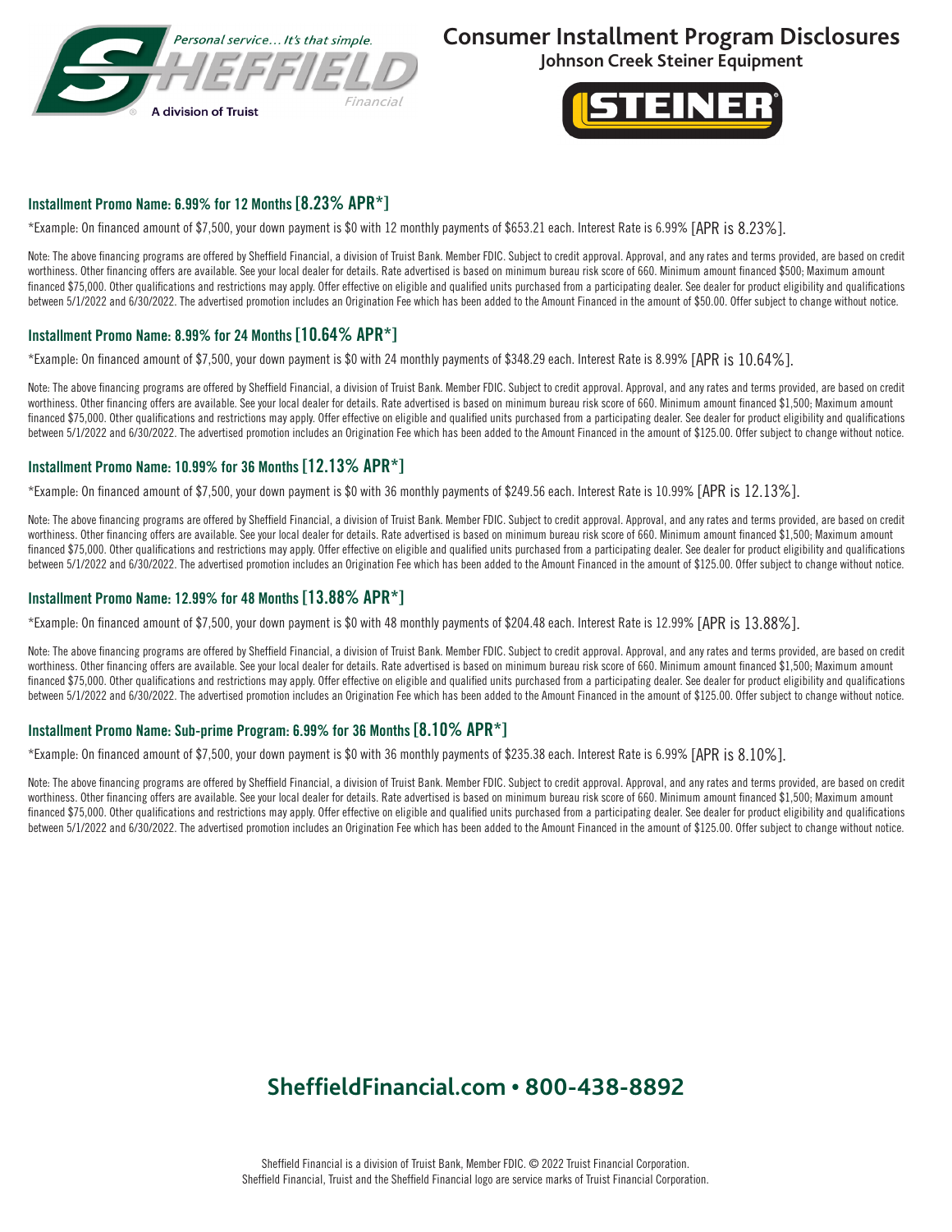# Consumer Installment Program Disclosures

**Johnson Creek Steiner Equipment**

### Installment Promo Name: 6.99% for 12 Months [8.23% APR*]

*Example: On financed amount of $7,500, your down payment is $0 with 12 monthly payments of $653.21 each. Interest Rate is 6.99% [APR is 8.23%].

Note: The above financing programs are offered by Sheffield Financial, a division of Truist Bank. Member FDIC. Subject to credit approval. Approval, and any rates and terms provided, are based on credit worthiness. Other financing offers are available. See your local dealer for details. Rate advertised is based on minimum bureau risk score of 660. Minimum amount financed $500; Maximum amount financed $75,000. Other qualifications and restrictions may apply. Offer effective on eligible and qualified units purchased from a participating dealer. See dealer for product eligibility and qualifications between 5/1/2022 and 6/30/2022. The advertised promotion includes an Origination Fee which has been added to the Amount Financed in the amount of $50.00. Offer subject to change without notice.

### Installment Promo Name: 8.99% for 24 Months [10.64% APR*]

*Example: On financed amount of $7,500, your down payment is $0 with 24 monthly payments of $348.29 each. Interest Rate is 8.99% [APR is 10.64%].

Note: The above financing programs are offered by Sheffield Financial, a division of Truist Bank. Member FDIC. Subject to credit approval. Approval, and any rates and terms provided, are based on credit worthiness. Other financing offers are available. See your local dealer for details. Rate advertised is based on minimum bureau risk score of 660. Minimum amount financed $1,500; Maximum amount financed $75,000. Other qualifications and restrictions may apply. Offer effective on eligible and qualified units purchased from a participating dealer. See dealer for product eligibility and qualifications between 5/1/2022 and 6/30/2022. The advertised promotion includes an Origination Fee which has been added to the Amount Financed in the amount of $125.00. Offer subject to change without notice.

### Installment Promo Name: 10.99% for 36 Months [12.13% APR*]

*Example: On financed amount of $7,500, your down payment is $0 with 36 monthly payments of $249.56 each. Interest Rate is 10.99% [APR is 12.13%].

Note: The above financing programs are offered by Sheffield Financial, a division of Truist Bank. Member FDIC. Subject to credit approval. Approval, and any rates and terms provided, are based on credit worthiness. Other financing offers are available. See your local dealer for details. Rate advertised is based on minimum bureau risk score of 660. Minimum amount financed $1,500; Maximum amount financed $75,000. Other qualifications and restrictions may apply. Offer effective on eligible and qualified units purchased from a participating dealer. See dealer for product eligibility and qualifications between 5/1/2022 and 6/30/2022. The advertised promotion includes an Origination Fee which has been added to the Amount Financed in the amount of $125.00. Offer subject to change without notice.

### Installment Promo Name: 12.99% for 48 Months [13.88% APR*]

*Example: On financed amount of $7,500, your down payment is $0 with 48 monthly payments of $204.48 each. Interest Rate is 12.99% [APR is 13.88%].

Note: The above financing programs are offered by Sheffield Financial, a division of Truist Bank. Member FDIC. Subject to credit approval. Approval, and any rates and terms provided, are based on credit worthiness. Other financing offers are available. See your local dealer for details. Rate advertised is based on minimum bureau risk score of 660. Minimum amount financed $1,500; Maximum amount financed $75,000. Other qualifications and restrictions may apply. Offer effective on eligible and qualified units purchased from a participating dealer. See dealer for product eligibility and qualifications between 5/1/2022 and 6/30/2022. The advertised promotion includes an Origination Fee which has been added to the Amount Financed in the amount of $125.00. Offer subject to change without notice.

### Installment Promo Name: Sub-prime Program: 6.99% for 36 Months [8.10% APR*]

*Example: On financed amount of $7,500, your down payment is $0 with 36 monthly payments of $235.38 each. Interest Rate is 6.99% [APR is 8.10%].

Note: The above financing programs are offered by Sheffield Financial, a division of Truist Bank. Member FDIC. Subject to credit approval. Approval, and any rates and terms provided, are based on credit worthiness. Other financing offers are available. See your local dealer for details. Rate advertised is based on minimum bureau risk score of 660. Minimum amount financed $1,500; Maximum amount financed $75,000. Other qualifications and restrictions may apply. Offer effective on eligible and qualified units purchased from a participating dealer. See dealer for product eligibility and qualifications between 5/1/2022 and 6/30/2022. The advertised promotion includes an Origination Fee which has been added to the Amount Financed in the amount of $125.00. Offer subject to change without notice.

## SheffieldFinancial.com • 800-438-8892

Sheffield Financial is a division of Truist Bank, Member FDIC. © 2022 Truist Financial Corporation.
Sheffield Financial, Truist and the Sheffield Financial logo are service marks of Truist Financial Corporation.